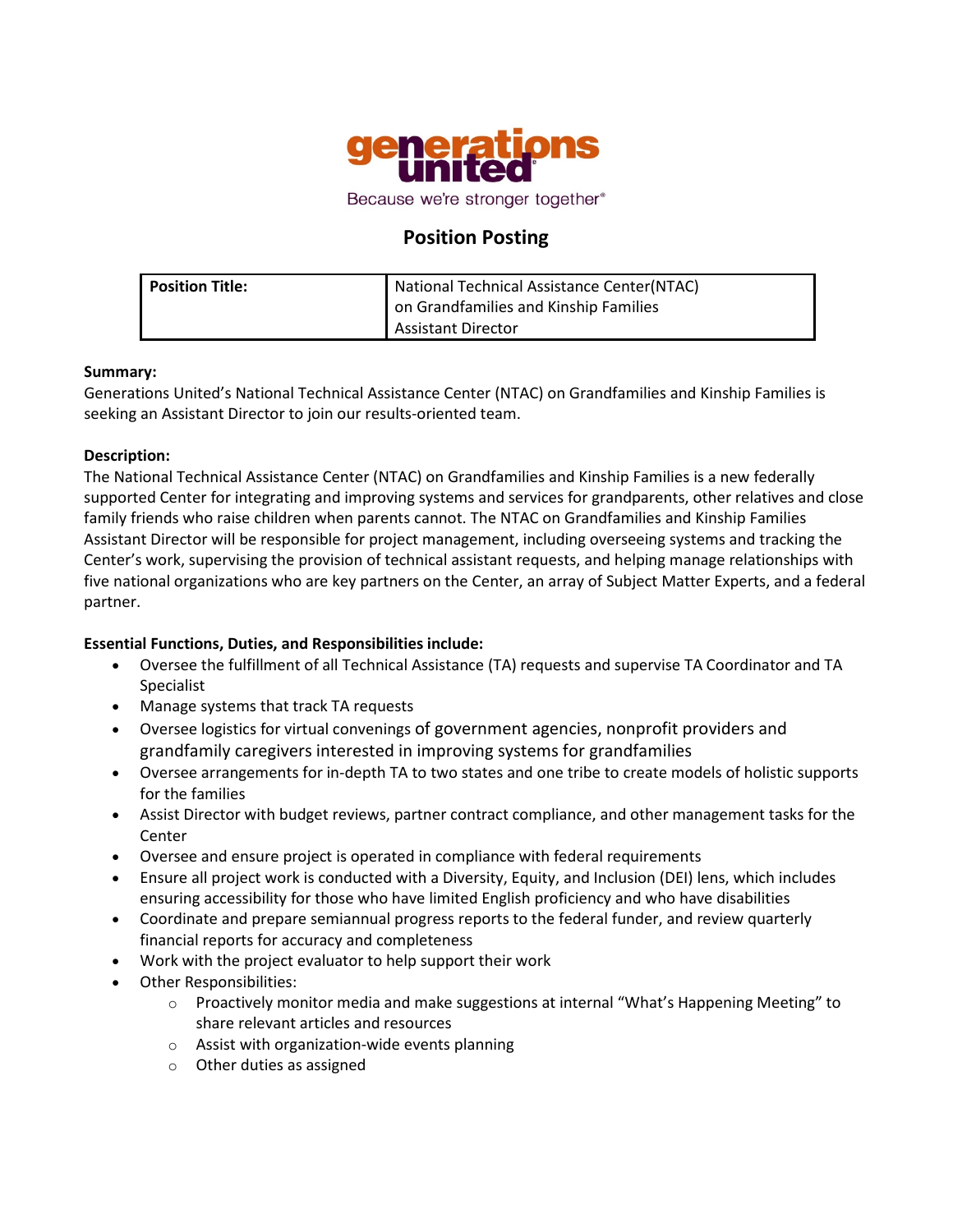generations united

Because we're stronger together®

# Position Posting

| **Position Title:** | National Technical Assistance Center(NTAC) on Grandfamilies and Kinship Families Assistant Director |
|---|---|

**Summary:**
Generations United's National Technical Assistance Center (NTAC) on Grandfamilies and Kinship Families is seeking an Assistant Director to join our results-oriented team.

**Description:**
The National Technical Assistance Center (NTAC) on Grandfamilies and Kinship Families is a new federally supported Center for integrating and improving systems and services for grandparents, other relatives and close family friends who raise children when parents cannot. The NTAC on Grandfamilies and Kinship Families Assistant Director will be responsible for project management, including overseeing systems and tracking the Center's work, supervising the provision of technical assistant requests, and helping manage relationships with five national organizations who are key partners on the Center, an array of Subject Matter Experts, and a federal partner.

**Essential Functions, Duties, and Responsibilities include:**

- Oversee the fulfillment of all Technical Assistance (TA) requests and supervise TA Coordinator and TA Specialist
- Manage systems that track TA requests
- Oversee logistics for virtual convenings of government agencies, nonprofit providers and grandfamily caregivers interested in improving systems for grandfamilies
- Oversee arrangements for in-depth TA to two states and one tribe to create models of holistic supports for the families
- Assist Director with budget reviews, partner contract compliance, and other management tasks for the Center
- Oversee and ensure project is operated in compliance with federal requirements
- Ensure all project work is conducted with a Diversity, Equity, and Inclusion (DEI) lens, which includes ensuring accessibility for those who have limited English proficiency and who have disabilities
- Coordinate and prepare semiannual progress reports to the federal funder, and review quarterly financial reports for accuracy and completeness
- Work with the project evaluator to help support their work
- Other Responsibilities:
  - Proactively monitor media and make suggestions at internal "What's Happening Meeting" to share relevant articles and resources
  - Assist with organization-wide events planning
  - Other duties as assigned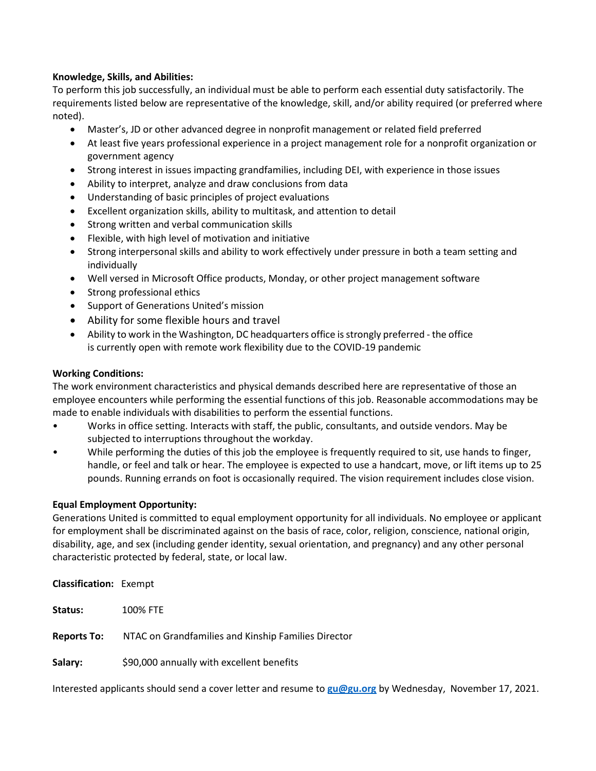**Knowledge, Skills, and Abilities:**

To perform this job successfully, an individual must be able to perform each essential duty satisfactorily. The requirements listed below are representative of the knowledge, skill, and/or ability required (or preferred where noted).

- Master's, JD or other advanced degree in nonprofit management or related field preferred
- At least five years professional experience in a project management role for a nonprofit organization or government agency
- Strong interest in issues impacting grandfamilies, including DEI, with experience in those issues
- Ability to interpret, analyze and draw conclusions from data
- Understanding of basic principles of project evaluations
- Excellent organization skills, ability to multitask, and attention to detail
- Strong written and verbal communication skills
- Flexible, with high level of motivation and initiative
- Strong interpersonal skills and ability to work effectively under pressure in both a team setting and individually
- Well versed in Microsoft Office products, Monday, or other project management software
- Strong professional ethics
- Support of Generations United's mission
- Ability for some flexible hours and travel
- Ability to work in the Washington, DC headquarters office is strongly preferred - the office is currently open with remote work flexibility due to the COVID-19 pandemic

**Working Conditions:**

The work environment characteristics and physical demands described here are representative of those an employee encounters while performing the essential functions of this job. Reasonable accommodations may be made to enable individuals with disabilities to perform the essential functions.

- Works in office setting. Interacts with staff, the public, consultants, and outside vendors. May be subjected to interruptions throughout the workday.
- While performing the duties of this job the employee is frequently required to sit, use hands to finger, handle, or feel and talk or hear. The employee is expected to use a handcart, move, or lift items up to 25 pounds. Running errands on foot is occasionally required. The vision requirement includes close vision.

**Equal Employment Opportunity:**

Generations United is committed to equal employment opportunity for all individuals. No employee or applicant for employment shall be discriminated against on the basis of race, color, religion, conscience, national origin, disability, age, and sex (including gender identity, sexual orientation, and pregnancy) and any other personal characteristic protected by federal, state, or local law.

**Classification:** Exempt

**Status:** 100% FTE

**Reports To:** NTAC on Grandfamilies and Kinship Families Director

**Salary:** $90,000 annually with excellent benefits

Interested applicants should send a cover letter and resume to **gu@gu.org** by Wednesday, November 17, 2021.